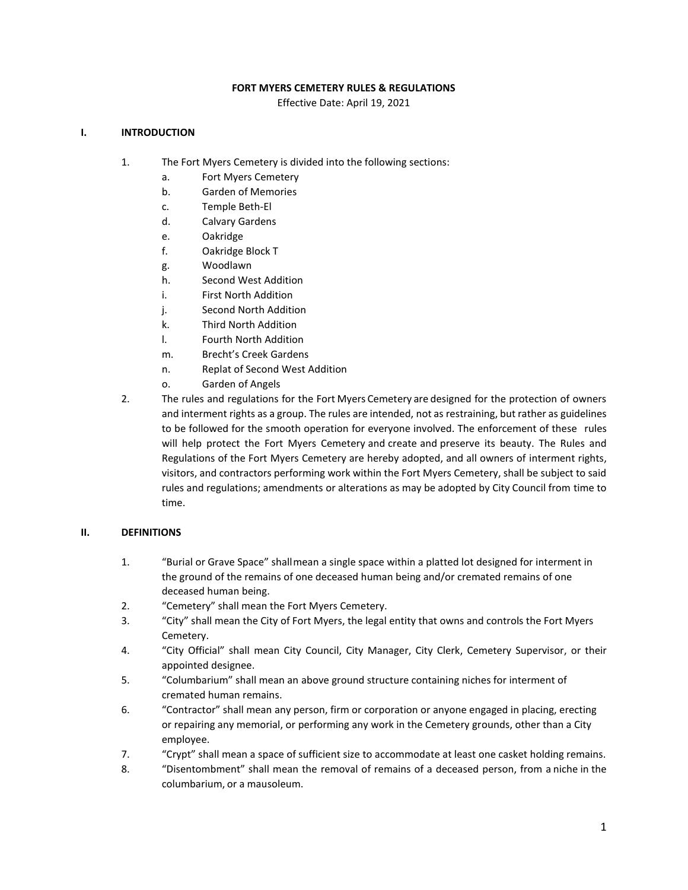# FORT MYERS CEMETERY RULES & REGULATIONS

Effective Date: April 19, 2021

## I. INTRODUCTION

1. The Fort Myers Cemetery is divided into the following sections:
   a. Fort Myers Cemetery
   b. Garden of Memories
   c. Temple Beth-El
   d. Calvary Gardens
   e. Oakridge
   f. Oakridge Block T
   g. Woodlawn
   h. Second West Addition
   i. First North Addition
   j. Second North Addition
   k. Third North Addition
   l. Fourth North Addition
   m. Brecht's Creek Gardens
   n. Replat of Second West Addition
   o. Garden of Angels
2. The rules and regulations for the Fort Myers Cemetery are designed for the protection of owners and interment rights as a group. The rules are intended, not as restraining, but rather as guidelines to be followed for the smooth operation for everyone involved. The enforcement of these rules will help protect the Fort Myers Cemetery and create and preserve its beauty. The Rules and Regulations of the Fort Myers Cemetery are hereby adopted, and all owners of interment rights, visitors, and contractors performing work within the Fort Myers Cemetery, shall be subject to said rules and regulations; amendments or alterations as may be adopted by City Council from time to time.

## II. DEFINITIONS

1. "Burial or Grave Space" shall mean a single space within a platted lot designed for interment in the ground of the remains of one deceased human being and/or cremated remains of one deceased human being.
2. "Cemetery" shall mean the Fort Myers Cemetery.
3. "City" shall mean the City of Fort Myers, the legal entity that owns and controls the Fort Myers Cemetery.
4. "City Official" shall mean City Council, City Manager, City Clerk, Cemetery Supervisor, or their appointed designee.
5. "Columbarium" shall mean an above ground structure containing niches for interment of cremated human remains.
6. "Contractor" shall mean any person, firm or corporation or anyone engaged in placing, erecting or repairing any memorial, or performing any work in the Cemetery grounds, other than a City employee.
7. "Crypt" shall mean a space of sufficient size to accommodate at least one casket holding remains.
8. "Disentombment" shall mean the removal of remains of a deceased person, from a niche in the columbarium, or a mausoleum.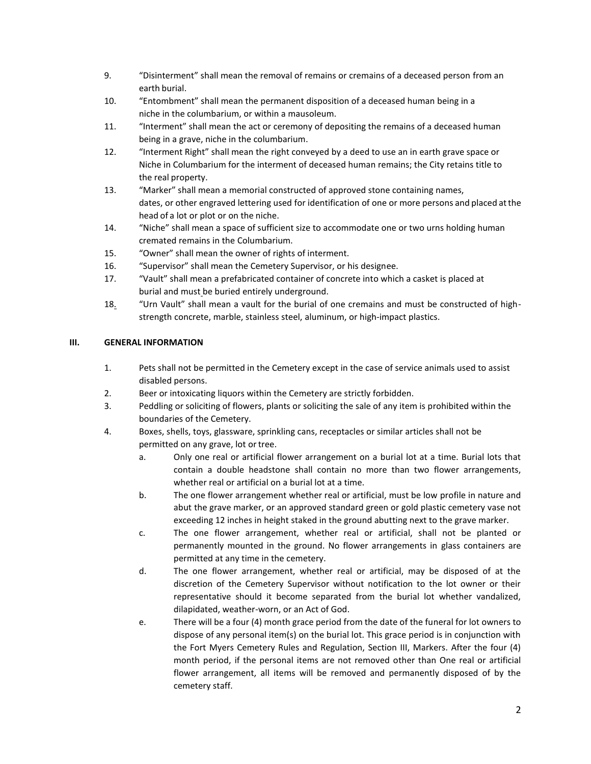9. "Disinterment" shall mean the removal of remains or cremains of a deceased person from an earth burial.
10. "Entombment" shall mean the permanent disposition of a deceased human being in a niche in the columbarium, or within a mausoleum.
11. "Interment" shall mean the act or ceremony of depositing the remains of a deceased human being in a grave, niche in the columbarium.
12. "Interment Right" shall mean the right conveyed by a deed to use an in earth grave space or Niche in Columbarium for the interment of deceased human remains; the City retains title to the real property.
13. "Marker" shall mean a memorial constructed of approved stone containing names, dates, or other engraved lettering used for identification of one or more persons and placed at the head of a lot or plot or on the niche.
14. "Niche" shall mean a space of sufficient size to accommodate one or two urns holding human cremated remains in the Columbarium.
15. "Owner" shall mean the owner of rights of interment.
16. "Supervisor" shall mean the Cemetery Supervisor, or his designee.
17. "Vault" shall mean a prefabricated container of concrete into which a casket is placed at burial and must be buried entirely underground.
18. "Urn Vault" shall mean a vault for the burial of one cremains and must be constructed of high-strength concrete, marble, stainless steel, aluminum, or high-impact plastics.

## III. GENERAL INFORMATION

1. Pets shall not be permitted in the Cemetery except in the case of service animals used to assist disabled persons.
2. Beer or intoxicating liquors within the Cemetery are strictly forbidden.
3. Peddling or soliciting of flowers, plants or soliciting the sale of any item is prohibited within the boundaries of the Cemetery.
4. Boxes, shells, toys, glassware, sprinkling cans, receptacles or similar articles shall not be permitted on any grave, lot or tree.
    a. Only one real or artificial flower arrangement on a burial lot at a time. Burial lots that contain a double headstone shall contain no more than two flower arrangements, whether real or artificial on a burial lot at a time.
    b. The one flower arrangement whether real or artificial, must be low profile in nature and abut the grave marker, or an approved standard green or gold plastic cemetery vase not exceeding 12 inches in height staked in the ground abutting next to the grave marker.
    c. The one flower arrangement, whether real or artificial, shall not be planted or permanently mounted in the ground. No flower arrangements in glass containers are permitted at any time in the cemetery.
    d. The one flower arrangement, whether real or artificial, may be disposed of at the discretion of the Cemetery Supervisor without notification to the lot owner or their representative should it become separated from the burial lot whether vandalized, dilapidated, weather-worn, or an Act of God.
    e. There will be a four (4) month grace period from the date of the funeral for lot owners to dispose of any personal item(s) on the burial lot. This grace period is in conjunction with the Fort Myers Cemetery Rules and Regulation, Section III, Markers. After the four (4) month period, if the personal items are not removed other than One real or artificial flower arrangement, all items will be removed and permanently disposed of by the cemetery staff.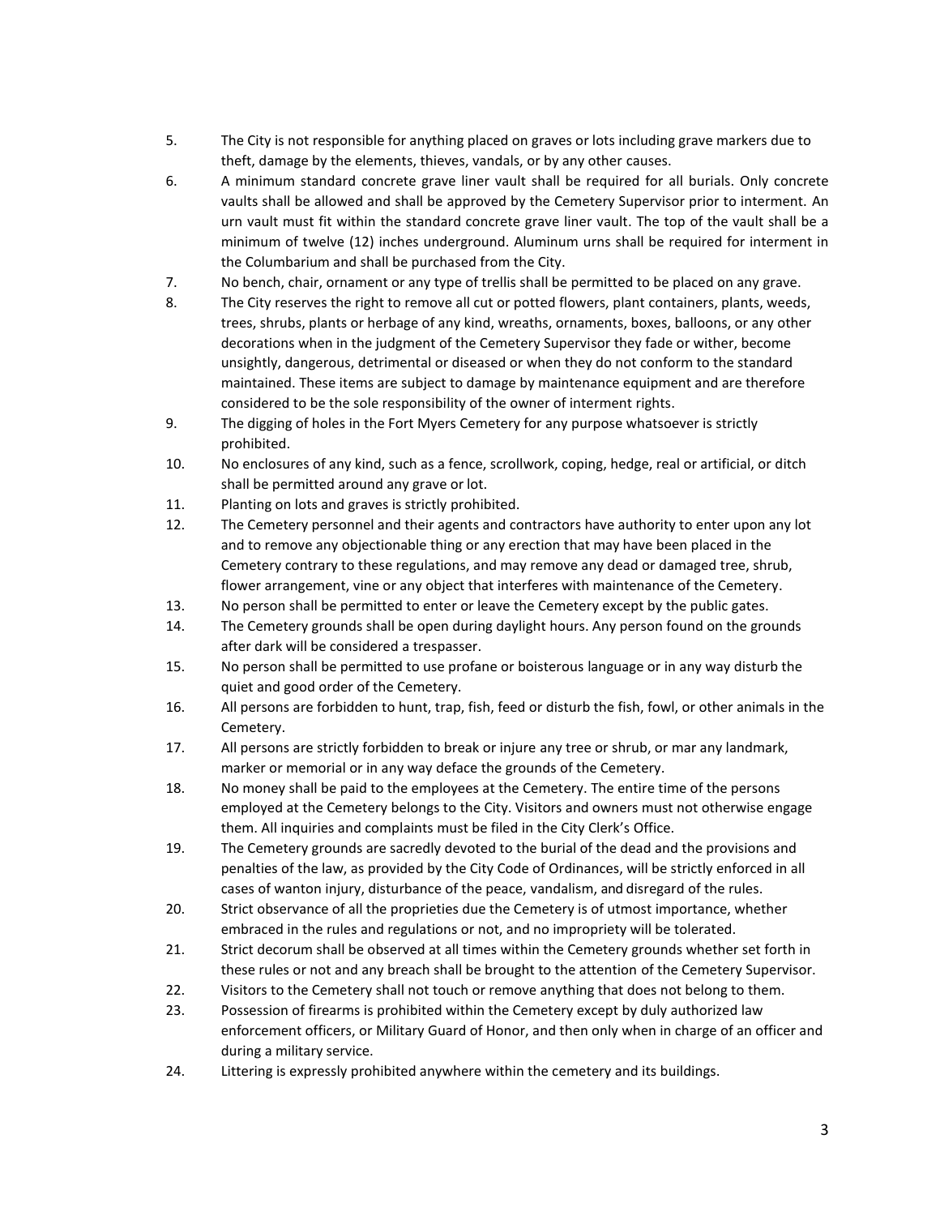5. The City is not responsible for anything placed on graves or lots including grave markers due to theft, damage by the elements, thieves, vandals, or by any other causes.
6. A minimum standard concrete grave liner vault shall be required for all burials. Only concrete vaults shall be allowed and shall be approved by the Cemetery Supervisor prior to interment. An urn vault must fit within the standard concrete grave liner vault. The top of the vault shall be a minimum of twelve (12) inches underground. Aluminum urns shall be required for interment in the Columbarium and shall be purchased from the City.
7. No bench, chair, ornament or any type of trellis shall be permitted to be placed on any grave.
8. The City reserves the right to remove all cut or potted flowers, plant containers, plants, weeds, trees, shrubs, plants or herbage of any kind, wreaths, ornaments, boxes, balloons, or any other decorations when in the judgment of the Cemetery Supervisor they fade or wither, become unsightly, dangerous, detrimental or diseased or when they do not conform to the standard maintained. These items are subject to damage by maintenance equipment and are therefore considered to be the sole responsibility of the owner of interment rights.
9. The digging of holes in the Fort Myers Cemetery for any purpose whatsoever is strictly prohibited.
10. No enclosures of any kind, such as a fence, scrollwork, coping, hedge, real or artificial, or ditch shall be permitted around any grave or lot.
11. Planting on lots and graves is strictly prohibited.
12. The Cemetery personnel and their agents and contractors have authority to enter upon any lot and to remove any objectionable thing or any erection that may have been placed in the Cemetery contrary to these regulations, and may remove any dead or damaged tree, shrub, flower arrangement, vine or any object that interferes with maintenance of the Cemetery.
13. No person shall be permitted to enter or leave the Cemetery except by the public gates.
14. The Cemetery grounds shall be open during daylight hours. Any person found on the grounds after dark will be considered a trespasser.
15. No person shall be permitted to use profane or boisterous language or in any way disturb the quiet and good order of the Cemetery.
16. All persons are forbidden to hunt, trap, fish, feed or disturb the fish, fowl, or other animals in the Cemetery.
17. All persons are strictly forbidden to break or injure any tree or shrub, or mar any landmark, marker or memorial or in any way deface the grounds of the Cemetery.
18. No money shall be paid to the employees at the Cemetery. The entire time of the persons employed at the Cemetery belongs to the City. Visitors and owners must not otherwise engage them. All inquiries and complaints must be filed in the City Clerk's Office.
19. The Cemetery grounds are sacredly devoted to the burial of the dead and the provisions and penalties of the law, as provided by the City Code of Ordinances, will be strictly enforced in all cases of wanton injury, disturbance of the peace, vandalism, and disregard of the rules.
20. Strict observance of all the proprieties due the Cemetery is of utmost importance, whether embraced in the rules and regulations or not, and no impropriety will be tolerated.
21. Strict decorum shall be observed at all times within the Cemetery grounds whether set forth in these rules or not and any breach shall be brought to the attention of the Cemetery Supervisor.
22. Visitors to the Cemetery shall not touch or remove anything that does not belong to them.
23. Possession of firearms is prohibited within the Cemetery except by duly authorized law enforcement officers, or Military Guard of Honor, and then only when in charge of an officer and during a military service.
24. Littering is expressly prohibited anywhere within the cemetery and its buildings.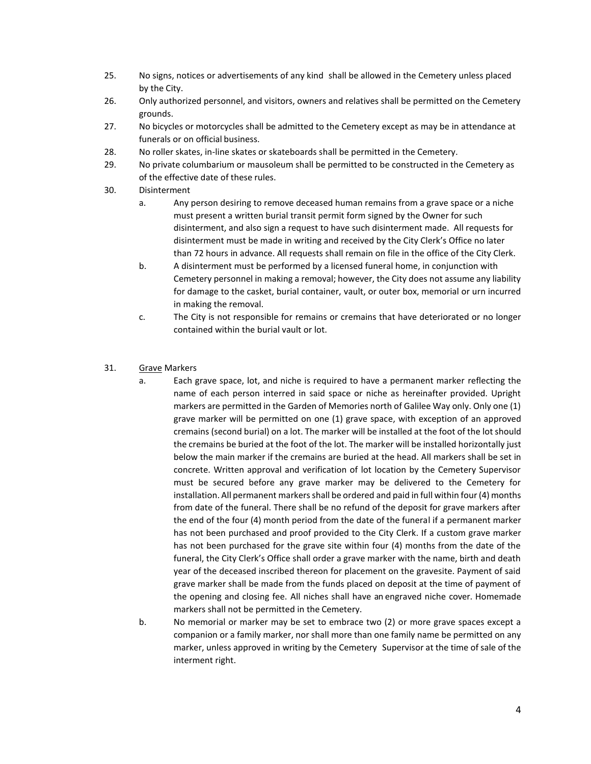25. No signs, notices or advertisements of any kind shall be allowed in the Cemetery unless placed by the City.
26. Only authorized personnel, and visitors, owners and relatives shall be permitted on the Cemetery grounds.
27. No bicycles or motorcycles shall be admitted to the Cemetery except as may be in attendance at funerals or on official business.
28. No roller skates, in-line skates or skateboards shall be permitted in the Cemetery.
29. No private columbarium or mausoleum shall be permitted to be constructed in the Cemetery as of the effective date of these rules.
30. Disinterment
    a. Any person desiring to remove deceased human remains from a grave space or a niche must present a written burial transit permit form signed by the Owner for such disinterment, and also sign a request to have such disinterment made. All requests for disinterment must be made in writing and received by the City Clerk's Office no later than 72 hours in advance. All requests shall remain on file in the office of the City Clerk.
    b. A disinterment must be performed by a licensed funeral home, in conjunction with Cemetery personnel in making a removal; however, the City does not assume any liability for damage to the casket, burial container, vault, or outer box, memorial or urn incurred in making the removal.
    c. The City is not responsible for remains or cremains that have deteriorated or no longer contained within the burial vault or lot.

31. <u>Grave</u> Markers
    a. Each grave space, lot, and niche is required to have a permanent marker reflecting the name of each person interred in said space or niche as hereinafter provided. Upright markers are permitted in the Garden of Memories north of Galilee Way only. Only one (1) grave marker will be permitted on one (1) grave space, with exception of an approved cremains (second burial) on a lot. The marker will be installed at the foot of the lot should the cremains be buried at the foot of the lot. The marker will be installed horizontally just below the main marker if the cremains are buried at the head. All markers shall be set in concrete. Written approval and verification of lot location by the Cemetery Supervisor must be secured before any grave marker may be delivered to the Cemetery for installation. All permanent markers shall be ordered and paid in full within four (4) months from date of the funeral. There shall be no refund of the deposit for grave markers after the end of the four (4) month period from the date of the funeral if a permanent marker has not been purchased and proof provided to the City Clerk. If a custom grave marker has not been purchased for the grave site within four (4) months from the date of the funeral, the City Clerk's Office shall order a grave marker with the name, birth and death year of the deceased inscribed thereon for placement on the gravesite. Payment of said grave marker shall be made from the funds placed on deposit at the time of payment of the opening and closing fee. All niches shall have an engraved niche cover. Homemade markers shall not be permitted in the Cemetery.
    b. No memorial or marker may be set to embrace two (2) or more grave spaces except a companion or a family marker, nor shall more than one family name be permitted on any marker, unless approved in writing by the Cemetery Supervisor at the time of sale of the interment right.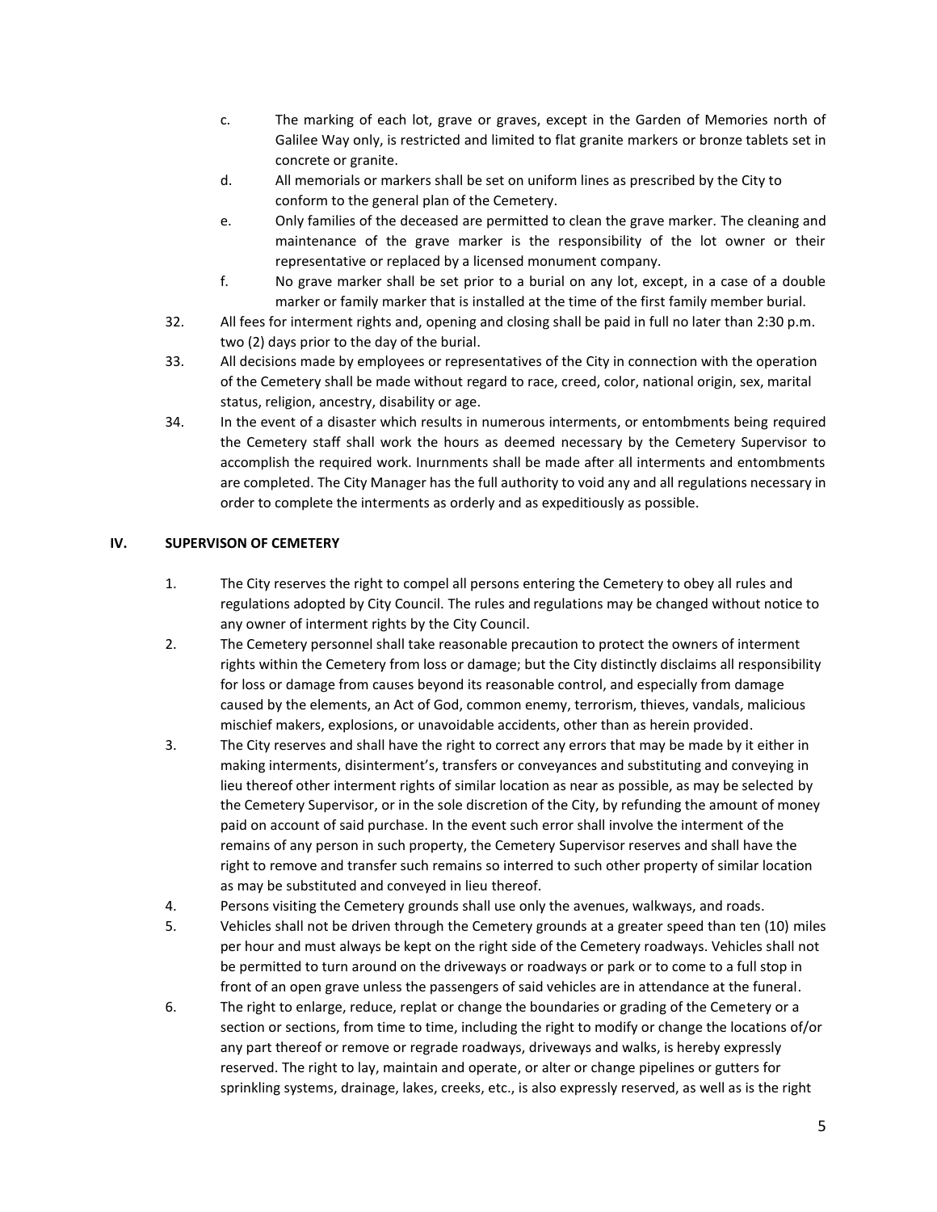c. The marking of each lot, grave or graves, except in the Garden of Memories north of Galilee Way only, is restricted and limited to flat granite markers or bronze tablets set in concrete or granite.

d. All memorials or markers shall be set on uniform lines as prescribed by the City to conform to the general plan of the Cemetery.

e. Only families of the deceased are permitted to clean the grave marker. The cleaning and maintenance of the grave marker is the responsibility of the lot owner or their representative or replaced by a licensed monument company.

f. No grave marker shall be set prior to a burial on any lot, except, in a case of a double marker or family marker that is installed at the time of the first family member burial.

32. All fees for interment rights and, opening and closing shall be paid in full no later than 2:30 p.m. two (2) days prior to the day of the burial.

33. All decisions made by employees or representatives of the City in connection with the operation of the Cemetery shall be made without regard to race, creed, color, national origin, sex, marital status, religion, ancestry, disability or age.

34. In the event of a disaster which results in numerous interments, or entombments being required the Cemetery staff shall work the hours as deemed necessary by the Cemetery Supervisor to accomplish the required work. Inurnments shall be made after all interments and entombments are completed. The City Manager has the full authority to void any and all regulations necessary in order to complete the interments as orderly and as expeditiously as possible.

## IV. SUPERVISON OF CEMETERY

1. The City reserves the right to compel all persons entering the Cemetery to obey all rules and regulations adopted by City Council. The rules and regulations may be changed without notice to any owner of interment rights by the City Council.

2. The Cemetery personnel shall take reasonable precaution to protect the owners of interment rights within the Cemetery from loss or damage; but the City distinctly disclaims all responsibility for loss or damage from causes beyond its reasonable control, and especially from damage caused by the elements, an Act of God, common enemy, terrorism, thieves, vandals, malicious mischief makers, explosions, or unavoidable accidents, other than as herein provided.

3. The City reserves and shall have the right to correct any errors that may be made by it either in making interments, disinterment's, transfers or conveyances and substituting and conveying in lieu thereof other interment rights of similar location as near as possible, as may be selected by the Cemetery Supervisor, or in the sole discretion of the City, by refunding the amount of money paid on account of said purchase. In the event such error shall involve the interment of the remains of any person in such property, the Cemetery Supervisor reserves and shall have the right to remove and transfer such remains so interred to such other property of similar location as may be substituted and conveyed in lieu thereof.

4. Persons visiting the Cemetery grounds shall use only the avenues, walkways, and roads.

5. Vehicles shall not be driven through the Cemetery grounds at a greater speed than ten (10) miles per hour and must always be kept on the right side of the Cemetery roadways. Vehicles shall not be permitted to turn around on the driveways or roadways or park or to come to a full stop in front of an open grave unless the passengers of said vehicles are in attendance at the funeral.

6. The right to enlarge, reduce, replat or change the boundaries or grading of the Cemetery or a section or sections, from time to time, including the right to modify or change the locations of/or any part thereof or remove or regrade roadways, driveways and walks, is hereby expressly reserved. The right to lay, maintain and operate, or alter or change pipelines or gutters for sprinkling systems, drainage, lakes, creeks, etc., is also expressly reserved, as well as is the right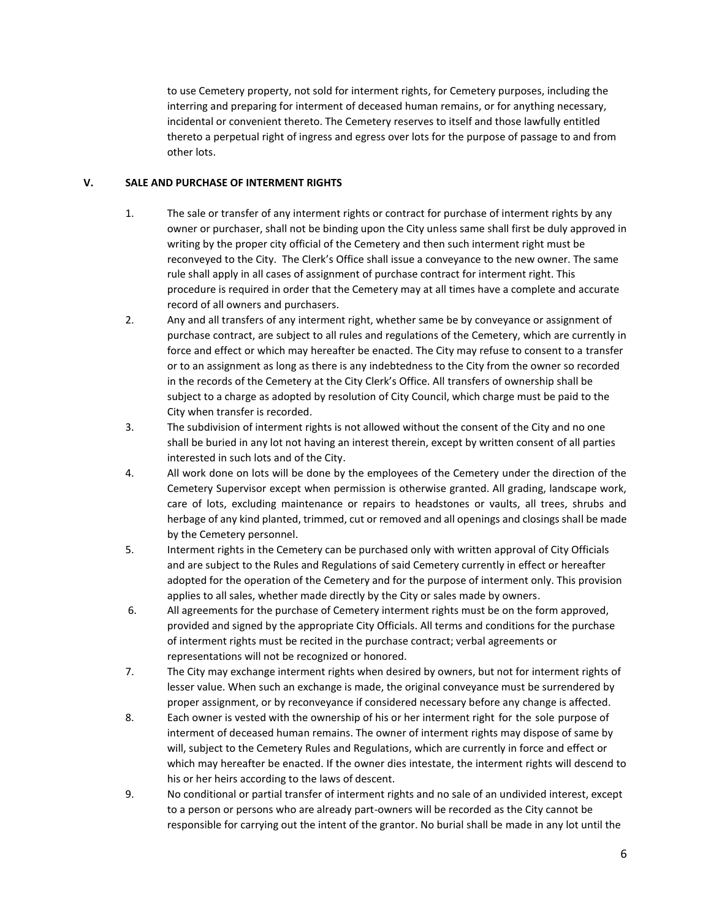to use Cemetery property, not sold for interment rights, for Cemetery purposes, including the interring and preparing for interment of deceased human remains, or for anything necessary, incidental or convenient thereto. The Cemetery reserves to itself and those lawfully entitled thereto a perpetual right of ingress and egress over lots for the purpose of passage to and from other lots.

## V. SALE AND PURCHASE OF INTERMENT RIGHTS

1. The sale or transfer of any interment rights or contract for purchase of interment rights by any owner or purchaser, shall not be binding upon the City unless same shall first be duly approved in writing by the proper city official of the Cemetery and then such interment right must be reconveyed to the City. The Clerk's Office shall issue a conveyance to the new owner. The same rule shall apply in all cases of assignment of purchase contract for interment right. This procedure is required in order that the Cemetery may at all times have a complete and accurate record of all owners and purchasers.
2. Any and all transfers of any interment right, whether same be by conveyance or assignment of purchase contract, are subject to all rules and regulations of the Cemetery, which are currently in force and effect or which may hereafter be enacted. The City may refuse to consent to a transfer or to an assignment as long as there is any indebtedness to the City from the owner so recorded in the records of the Cemetery at the City Clerk's Office. All transfers of ownership shall be subject to a charge as adopted by resolution of City Council, which charge must be paid to the City when transfer is recorded.
3. The subdivision of interment rights is not allowed without the consent of the City and no one shall be buried in any lot not having an interest therein, except by written consent of all parties interested in such lots and of the City.
4. All work done on lots will be done by the employees of the Cemetery under the direction of the Cemetery Supervisor except when permission is otherwise granted. All grading, landscape work, care of lots, excluding maintenance or repairs to headstones or vaults, all trees, shrubs and herbage of any kind planted, trimmed, cut or removed and all openings and closings shall be made by the Cemetery personnel.
5. Interment rights in the Cemetery can be purchased only with written approval of City Officials and are subject to the Rules and Regulations of said Cemetery currently in effect or hereafter adopted for the operation of the Cemetery and for the purpose of interment only. This provision applies to all sales, whether made directly by the City or sales made by owners.
6. All agreements for the purchase of Cemetery interment rights must be on the form approved, provided and signed by the appropriate City Officials. All terms and conditions for the purchase of interment rights must be recited in the purchase contract; verbal agreements or representations will not be recognized or honored.
7. The City may exchange interment rights when desired by owners, but not for interment rights of lesser value. When such an exchange is made, the original conveyance must be surrendered by proper assignment, or by reconveyance if considered necessary before any change is affected.
8. Each owner is vested with the ownership of his or her interment right for the sole purpose of interment of deceased human remains. The owner of interment rights may dispose of same by will, subject to the Cemetery Rules and Regulations, which are currently in force and effect or which may hereafter be enacted. If the owner dies intestate, the interment rights will descend to his or her heirs according to the laws of descent.
9. No conditional or partial transfer of interment rights and no sale of an undivided interest, except to a person or persons who are already part-owners will be recorded as the City cannot be responsible for carrying out the intent of the grantor. No burial shall be made in any lot until the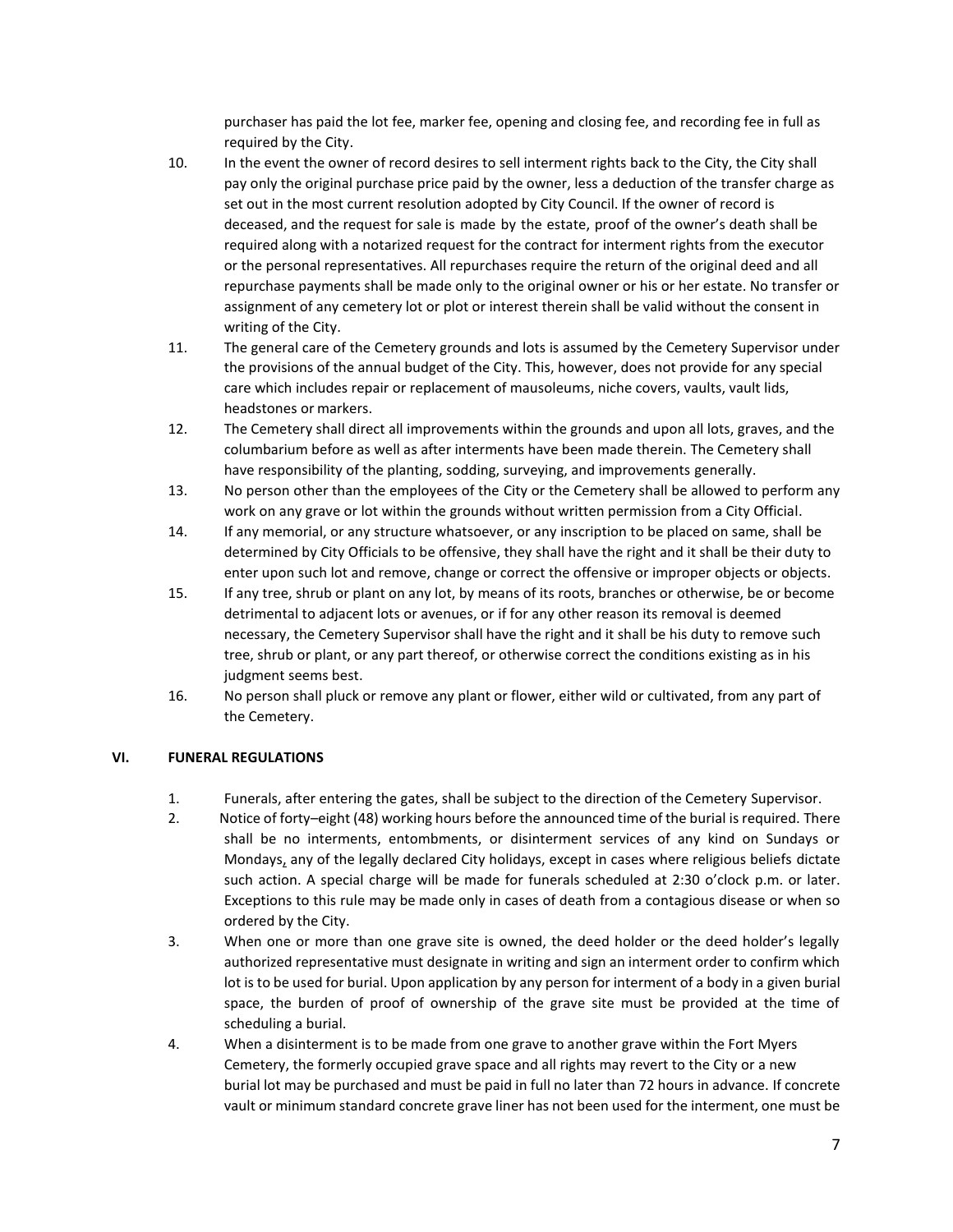purchaser has paid the lot fee, marker fee, opening and closing fee, and recording fee in full as required by the City.

10. In the event the owner of record desires to sell interment rights back to the City, the City shall pay only the original purchase price paid by the owner, less a deduction of the transfer charge as set out in the most current resolution adopted by City Council. If the owner of record is deceased, and the request for sale is made by the estate, proof of the owner's death shall be required along with a notarized request for the contract for interment rights from the executor or the personal representatives. All repurchases require the return of the original deed and all repurchase payments shall be made only to the original owner or his or her estate. No transfer or assignment of any cemetery lot or plot or interest therein shall be valid without the consent in writing of the City.
11. The general care of the Cemetery grounds and lots is assumed by the Cemetery Supervisor under the provisions of the annual budget of the City. This, however, does not provide for any special care which includes repair or replacement of mausoleums, niche covers, vaults, vault lids, headstones or markers.
12. The Cemetery shall direct all improvements within the grounds and upon all lots, graves, and the columbarium before as well as after interments have been made therein. The Cemetery shall have responsibility of the planting, sodding, surveying, and improvements generally.
13. No person other than the employees of the City or the Cemetery shall be allowed to perform any work on any grave or lot within the grounds without written permission from a City Official.
14. If any memorial, or any structure whatsoever, or any inscription to be placed on same, shall be determined by City Officials to be offensive, they shall have the right and it shall be their duty to enter upon such lot and remove, change or correct the offensive or improper objects or objects.
15. If any tree, shrub or plant on any lot, by means of its roots, branches or otherwise, be or become detrimental to adjacent lots or avenues, or if for any other reason its removal is deemed necessary, the Cemetery Supervisor shall have the right and it shall be his duty to remove such tree, shrub or plant, or any part thereof, or otherwise correct the conditions existing as in his judgment seems best.
16. No person shall pluck or remove any plant or flower, either wild or cultivated, from any part of the Cemetery.

## VI. FUNERAL REGULATIONS

1. Funerals, after entering the gates, shall be subject to the direction of the Cemetery Supervisor.
2. Notice of forty–eight (48) working hours before the announced time of the burial is required. There shall be no interments, entombments, or disinterment services of any kind on Sundays or Mondays, any of the legally declared City holidays, except in cases where religious beliefs dictate such action. A special charge will be made for funerals scheduled at 2:30 o'clock p.m. or later. Exceptions to this rule may be made only in cases of death from a contagious disease or when so ordered by the City.
3. When one or more than one grave site is owned, the deed holder or the deed holder's legally authorized representative must designate in writing and sign an interment order to confirm which lot is to be used for burial. Upon application by any person for interment of a body in a given burial space, the burden of proof of ownership of the grave site must be provided at the time of scheduling a burial.
4. When a disinterment is to be made from one grave to another grave within the Fort Myers Cemetery, the formerly occupied grave space and all rights may revert to the City or a new burial lot may be purchased and must be paid in full no later than 72 hours in advance. If concrete vault or minimum standard concrete grave liner has not been used for the interment, one must be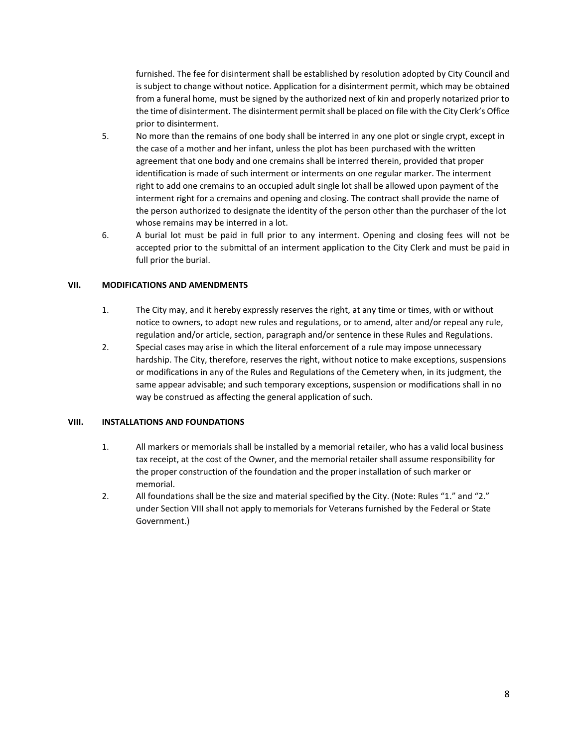furnished. The fee for disinterment shall be established by resolution adopted by City Council and is subject to change without notice. Application for a disinterment permit, which may be obtained from a funeral home, must be signed by the authorized next of kin and properly notarized prior to the time of disinterment. The disinterment permit shall be placed on file with the City Clerk's Office prior to disinterment.

5. No more than the remains of one body shall be interred in any one plot or single crypt, except in the case of a mother and her infant, unless the plot has been purchased with the written agreement that one body and one cremains shall be interred therein, provided that proper identification is made of such interment or interments on one regular marker. The interment right to add one cremains to an occupied adult single lot shall be allowed upon payment of the interment right for a cremains and opening and closing. The contract shall provide the name of the person authorized to designate the identity of the person other than the purchaser of the lot whose remains may be interred in a lot.
6. A burial lot must be paid in full prior to any interment. Opening and closing fees will not be accepted prior to the submittal of an interment application to the City Clerk and must be paid in full prior the burial.

## VII. MODIFICATIONS AND AMENDMENTS

1. The City may, and ~~it~~ hereby expressly reserves the right, at any time or times, with or without notice to owners, to adopt new rules and regulations, or to amend, alter and/or repeal any rule, regulation and/or article, section, paragraph and/or sentence in these Rules and Regulations.
2. Special cases may arise in which the literal enforcement of a rule may impose unnecessary hardship. The City, therefore, reserves the right, without notice to make exceptions, suspensions or modifications in any of the Rules and Regulations of the Cemetery when, in its judgment, the same appear advisable; and such temporary exceptions, suspension or modifications shall in no way be construed as affecting the general application of such.

## VIII. INSTALLATIONS AND FOUNDATIONS

1. All markers or memorials shall be installed by a memorial retailer, who has a valid local business tax receipt, at the cost of the Owner, and the memorial retailer shall assume responsibility for the proper construction of the foundation and the proper installation of such marker or memorial.
2. All foundations shall be the size and material specified by the City. (Note: Rules "1." and "2." under Section VIII shall not apply to memorials for Veterans furnished by the Federal or State Government.)